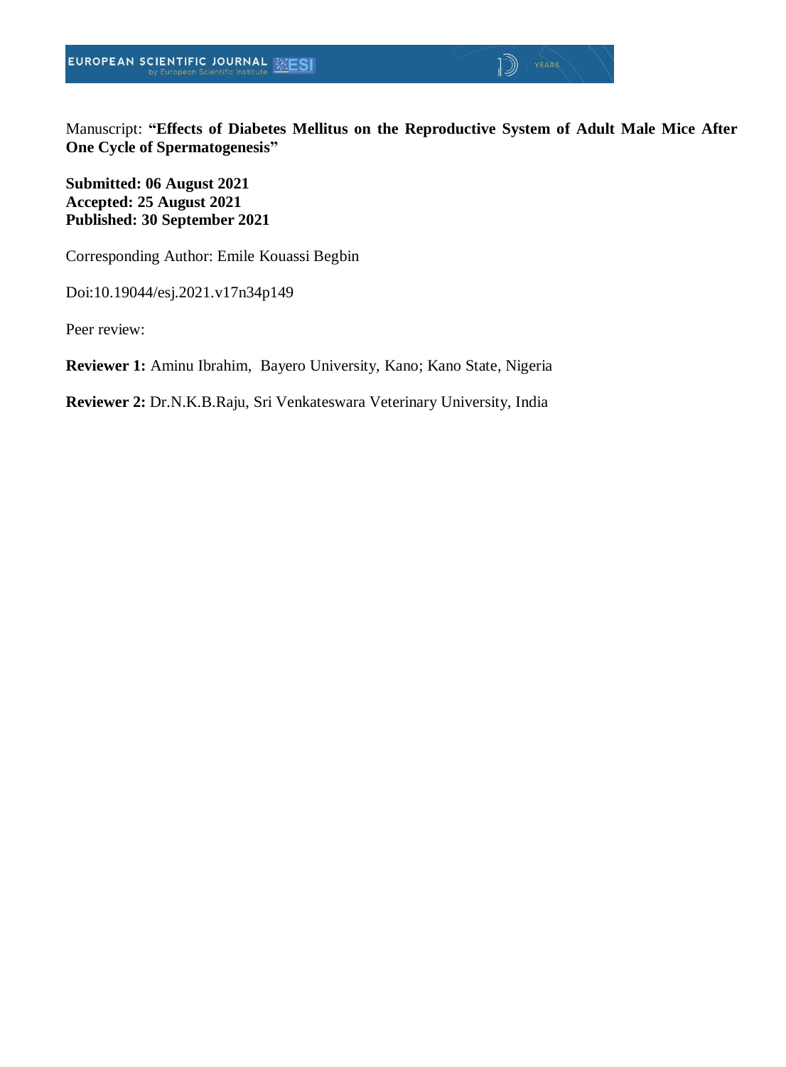Manuscript: **"Effects of Diabetes Mellitus on the Reproductive System of Adult Male Mice After One Cycle of Spermatogenesis"**

**Submitted: 06 August 2021**
**Accepted: 25 August 2021**
**Published: 30 September 2021**

Corresponding Author: Emile Kouassi Begbin

Doi:10.19044/esj.2021.v17n34p149

Peer review:

**Reviewer 1:** Aminu Ibrahim, Bayero University, Kano; Kano State, Nigeria

**Reviewer 2:** Dr.N.K.B.Raju, Sri Venkateswara Veterinary University, India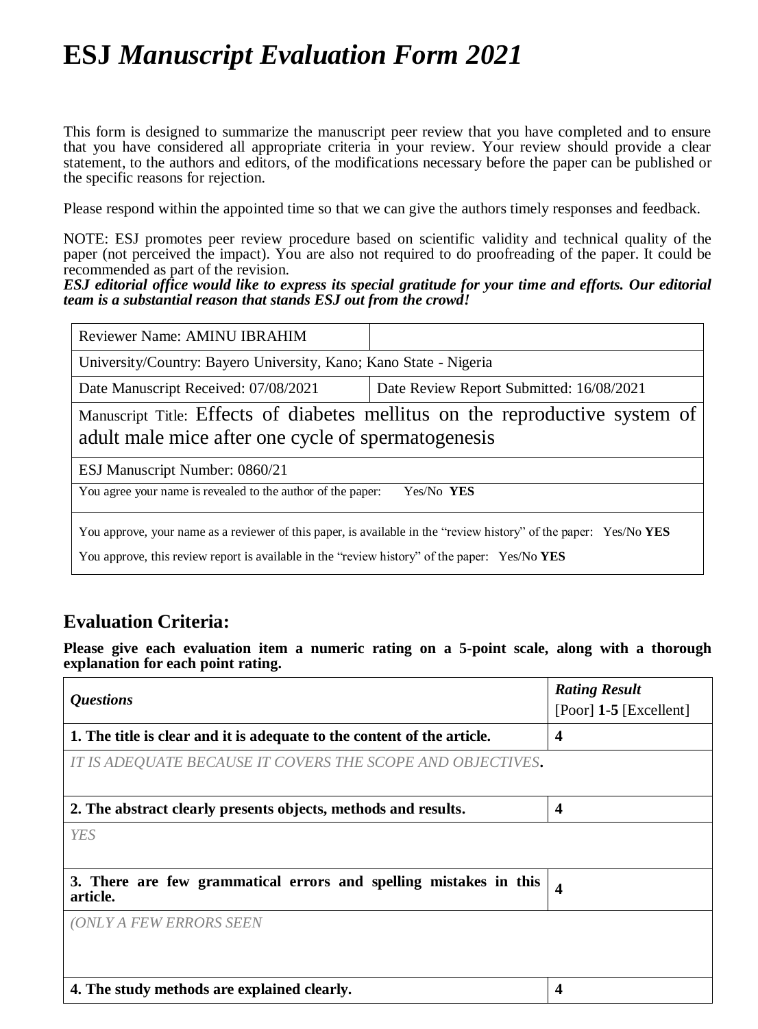# ESJ *Manuscript Evaluation Form 2021*

This form is designed to summarize the manuscript peer review that you have completed and to ensure that you have considered all appropriate criteria in your review. Your review should provide a clear statement, to the authors and editors, of the modifications necessary before the paper can be published or the specific reasons for rejection.

Please respond within the appointed time so that we can give the authors timely responses and feedback.

NOTE: ESJ promotes peer review procedure based on scientific validity and technical quality of the paper (not perceived the impact). You are also not required to do proofreading of the paper. It could be recommended as part of the revision.
***ESJ editorial office would like to express its special gratitude for your time and efforts. Our editorial team is a substantial reason that stands ESJ out from the crowd!***

| Reviewer Name: AMINU IBRAHIM | |
|---|---|
| University/Country: Bayero University, Kano; Kano State - Nigeria | |
| Date Manuscript Received: 07/08/2021 | Date Review Report Submitted: 16/08/2021 |
| Manuscript Title: Effects of diabetes mellitus on the reproductive system of adult male mice after one cycle of spermatogenesis | |
| ESJ Manuscript Number: 0860/21 | |
| You agree your name is revealed to the author of the paper: Yes/No **YES** | |
| You approve, your name as a reviewer of this paper, is available in the "review history" of the paper: Yes/No **YES**<br>You approve, this review report is available in the "review history" of the paper: Yes/No **YES** | |

## Evaluation Criteria:

**Please give each evaluation item a numeric rating on a 5-point scale, along with a thorough explanation for each point rating.**

| *Questions* | *Rating Result* [Poor] **1-5** [Excellent] |
|---|---|
| **1. The title is clear and it is adequate to the content of the article.** | **4** |
| *IT IS ADEQUATE BECAUSE IT COVERS THE SCOPE AND OBJECTIVES.* | |
| **2. The abstract clearly presents objects, methods and results.** | **4** |
| *YES* | |
| **3. There are few grammatical errors and spelling mistakes in this article.** | **4** |
| *(ONLY A FEW ERRORS SEEN* | |
| **4. The study methods are explained clearly.** | **4** |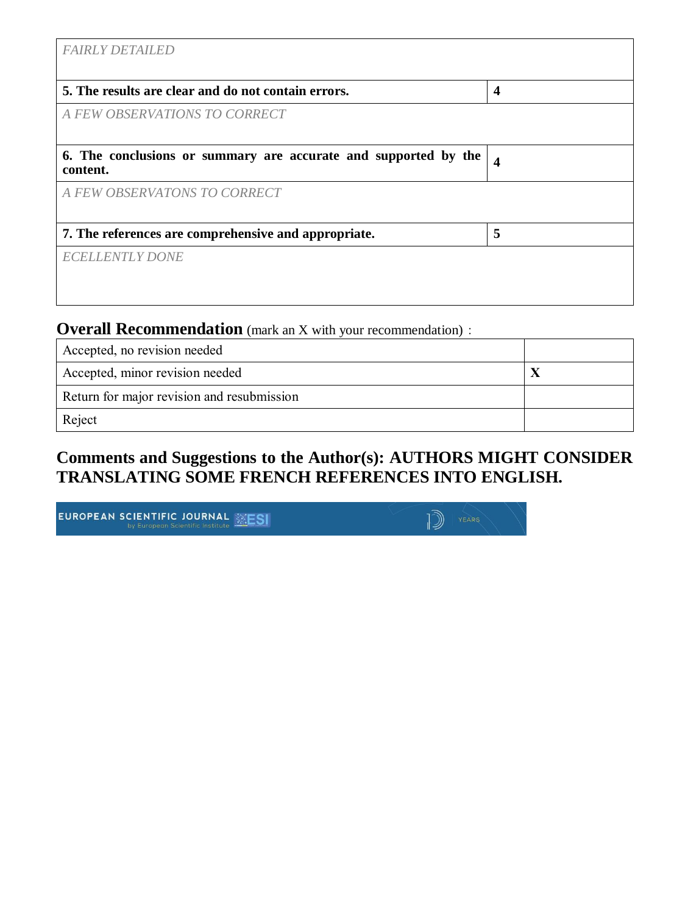| | |
|---|---|
| *FAIRLY DETAILED* | |
| **5. The results are clear and do not contain errors.** | **4** |
| *A FEW OBSERVATIONS TO CORRECT* | |
| **6. The conclusions or summary are accurate and supported by the content.** | **4** |
| *A FEW OBSERVATONS TO CORRECT* | |
| **7. The references are comprehensive and appropriate.** | **5** |
| *ECELLENTLY DONE* | |

## Overall Recommendation (mark an X with your recommendation) :

| | |
|---|---|
| Accepted, no revision needed | |
| Accepted, minor revision needed | **X** |
| Return for major revision and resubmission | |
| Reject | |

## Comments and Suggestions to the Author(s): AUTHORS MIGHT CONSIDER TRANSLATING SOME FRENCH REFERENCES INTO ENGLISH.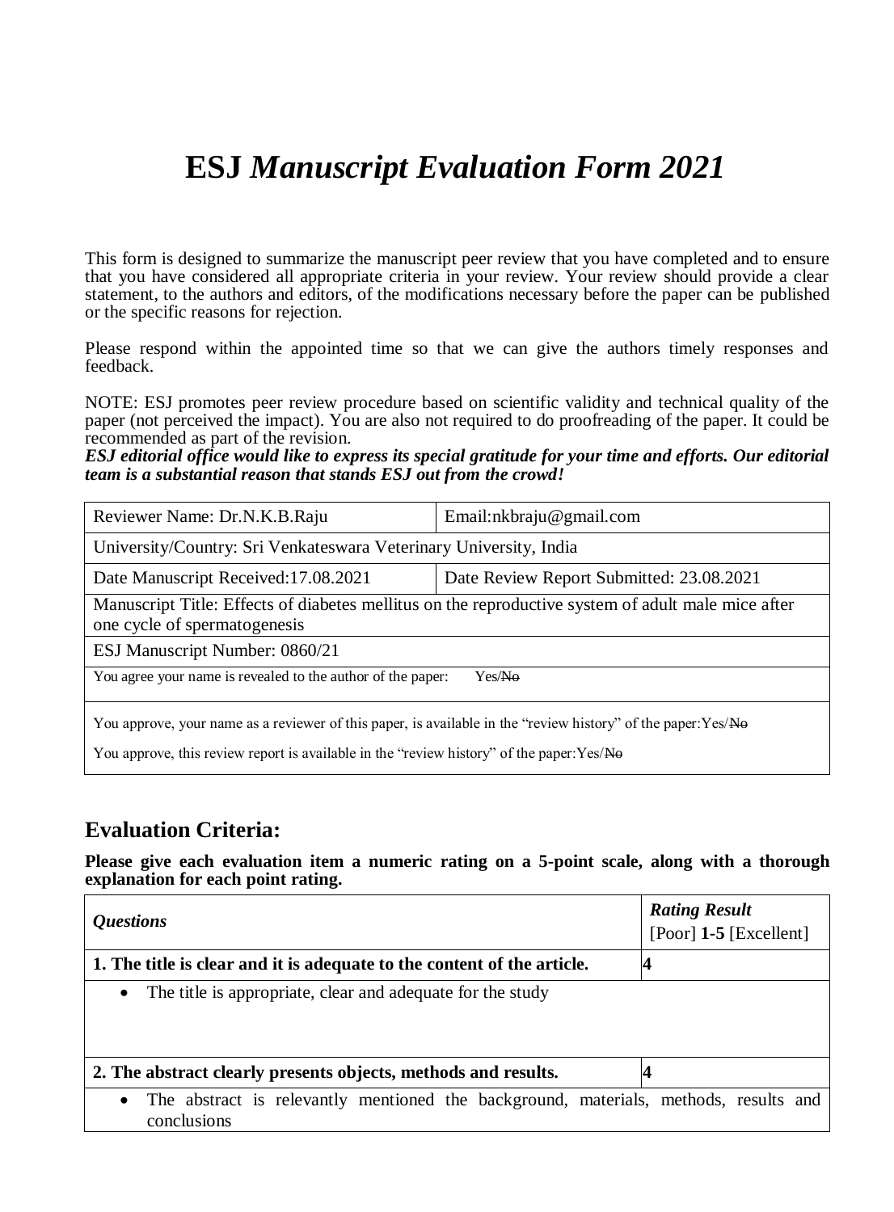# ESJ *Manuscript Evaluation Form 2021*

This form is designed to summarize the manuscript peer review that you have completed and to ensure that you have considered all appropriate criteria in your review. Your review should provide a clear statement, to the authors and editors, of the modifications necessary before the paper can be published or the specific reasons for rejection.

Please respond within the appointed time so that we can give the authors timely responses and feedback.

NOTE: ESJ promotes peer review procedure based on scientific validity and technical quality of the paper (not perceived the impact). You are also not required to do proofreading of the paper. It could be recommended as part of the revision.

***ESJ editorial office would like to express its special gratitude for your time and efforts. Our editorial team is a substantial reason that stands ESJ out from the crowd!***

| Reviewer Name: Dr.N.K.B.Raju | Email:nkbraju@gmail.com |
|---|---|
| University/Country: Sri Venkateswara Veterinary University, India | |
| Date Manuscript Received:17.08.2021 | Date Review Report Submitted: 23.08.2021 |
| Manuscript Title: Effects of diabetes mellitus on the reproductive system of adult male mice after one cycle of spermatogenesis | |
| ESJ Manuscript Number: 0860/21 | |
| You agree your name is revealed to the author of the paper: Yes/~~No~~ | |
| You approve, your name as a reviewer of this paper, is available in the "review history" of the paper:Yes/~~No~~<br>You approve, this review report is available in the "review history" of the paper:Yes/~~No~~ | |

## Evaluation Criteria:

**Please give each evaluation item a numeric rating on a 5-point scale, along with a thorough explanation for each point rating.**

| *Questions* | ***Rating Result*** [Poor] **1-5** [Excellent] |
|---|---|
| **1. The title is clear and it is adequate to the content of the article.** | **4** |
| • The title is appropriate, clear and adequate for the study | |
| **2. The abstract clearly presents objects, methods and results.** | **4** |
| • The abstract is relevantly mentioned the background, materials, methods, results and conclusions | |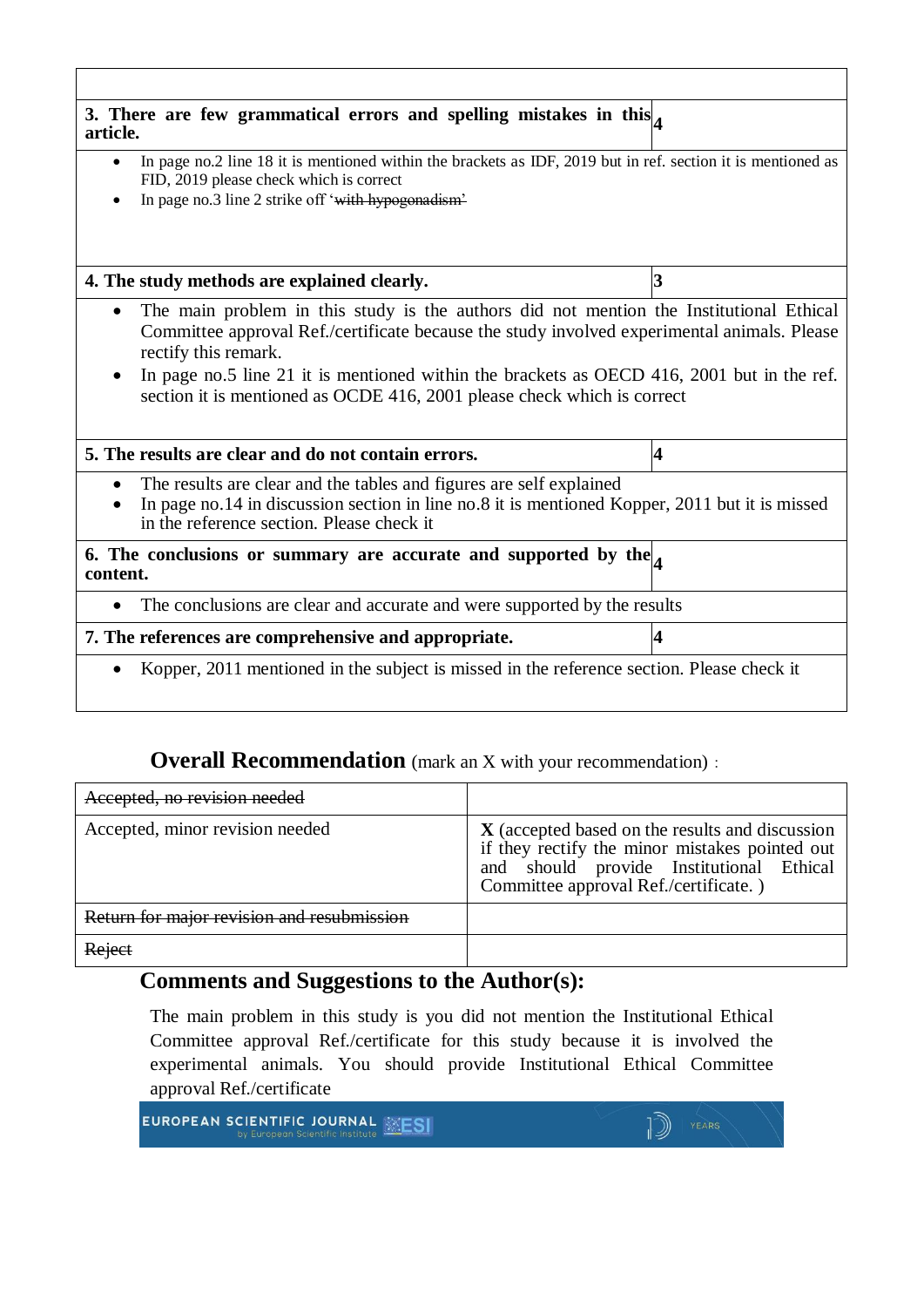| | |
|---|---|
| | |
| **3. There are few grammatical errors and spelling mistakes in this article.** | **4** |
| • In page no.2 line 18 it is mentioned within the brackets as IDF, 2019 but in ref. section it is mentioned as FID, 2019 please check which is correct<br>• In page no.3 line 2 strike off '~~with hypogonadism~~' | |
| **4. The study methods are explained clearly.** | **3** |
| • The main problem in this study is the authors did not mention the Institutional Ethical Committee approval Ref./certificate because the study involved experimental animals. Please rectify this remark.<br>• In page no.5 line 21 it is mentioned within the brackets as OECD 416, 2001 but in the ref. section it is mentioned as OCDE 416, 2001 please check which is correct | |
| **5. The results are clear and do not contain errors.** | **4** |
| • The results are clear and the tables and figures are self explained<br>• In page no.14 in discussion section in line no.8 it is mentioned Kopper, 2011 but it is missed in the reference section. Please check it | |
| **6. The conclusions or summary are accurate and supported by the content.** | **4** |
| • The conclusions are clear and accurate and were supported by the results | |
| **7. The references are comprehensive and appropriate.** | **4** |
| • Kopper, 2011 mentioned in the subject is missed in the reference section. Please check it | |

## Overall Recommendation (mark an X with your recommendation) :

| | |
|---|---|
| ~~Accepted, no revision needed~~ | |
| Accepted, minor revision needed | **X** (accepted based on the results and discussion if they rectify the minor mistakes pointed out and should provide Institutional Ethical Committee approval Ref./certificate. ) |
| ~~Return for major revision and resubmission~~ | |
| ~~Reject~~ | |

## Comments and Suggestions to the Author(s):

The main problem in this study is you did not mention the Institutional Ethical Committee approval Ref./certificate for this study because it is involved the experimental animals. You should provide Institutional Ethical Committee approval Ref./certificate